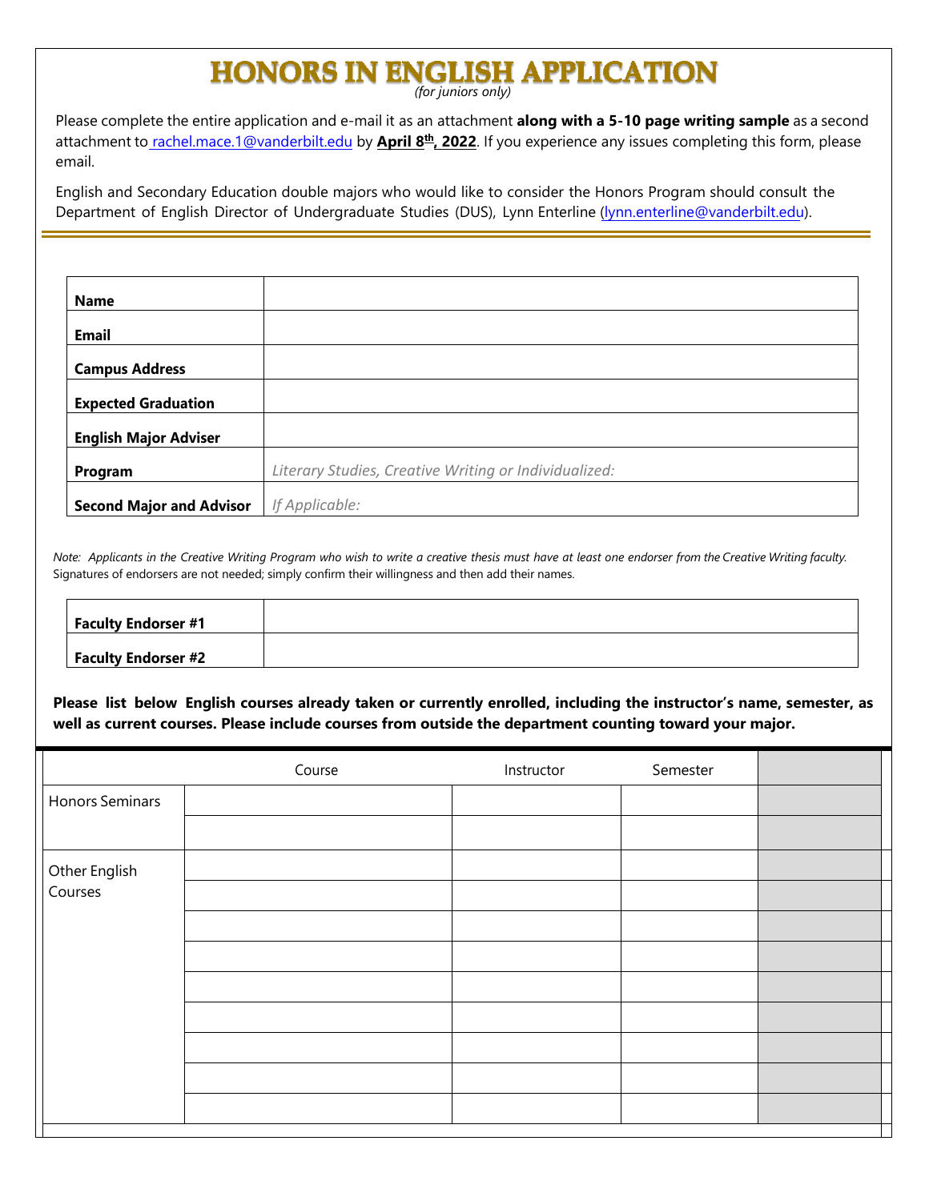# HONORS IN ENGLISH APPLICATION

*(for juniors only)*

Please complete the entire application and e-mail it as an attachment **along with a 5-10 page writing sample** as a second attachment to rachel.mace.1@vanderbilt.edu by **April 8th, 2022**. If you experience any issues completing this form, please email.

English and Secondary Education double majors who would like to consider the Honors Program should consult the Department of English Director of Undergraduate Studies (DUS), Lynn Enterline (lynn.enterline@vanderbilt.edu).

| | |
|---|---|
| **Name** | |
| **Email** | |
| **Campus Address** | |
| **Expected Graduation** | |
| **English Major Adviser** | |
| **Program** | *Literary Studies, Creative Writing or Individualized:* |
| **Second Major and Advisor** | *If Applicable:* |

*Note: Applicants in the Creative Writing Program who wish to write a creative thesis must have at least one endorser from the Creative Writing faculty.* Signatures of endorsers are not needed; simply confirm their willingness and then add their names.

| | |
|---|---|
| **Faculty Endorser #1** | |
| **Faculty Endorser #2** | |

**Please list below English courses already taken or currently enrolled, including the instructor's name, semester, as well as current courses. Please include courses from outside the department counting toward your major.**

| | Course | Instructor | Semester | |
|---|---|---|---|---|
| Honors Seminars | | | | |
| | | | | |
| Other English Courses | | | | |
| | | | | |
| | | | | |
| | | | | |
| | | | | |
| | | | | |
| | | | | |
| | | | | |
| | | | | |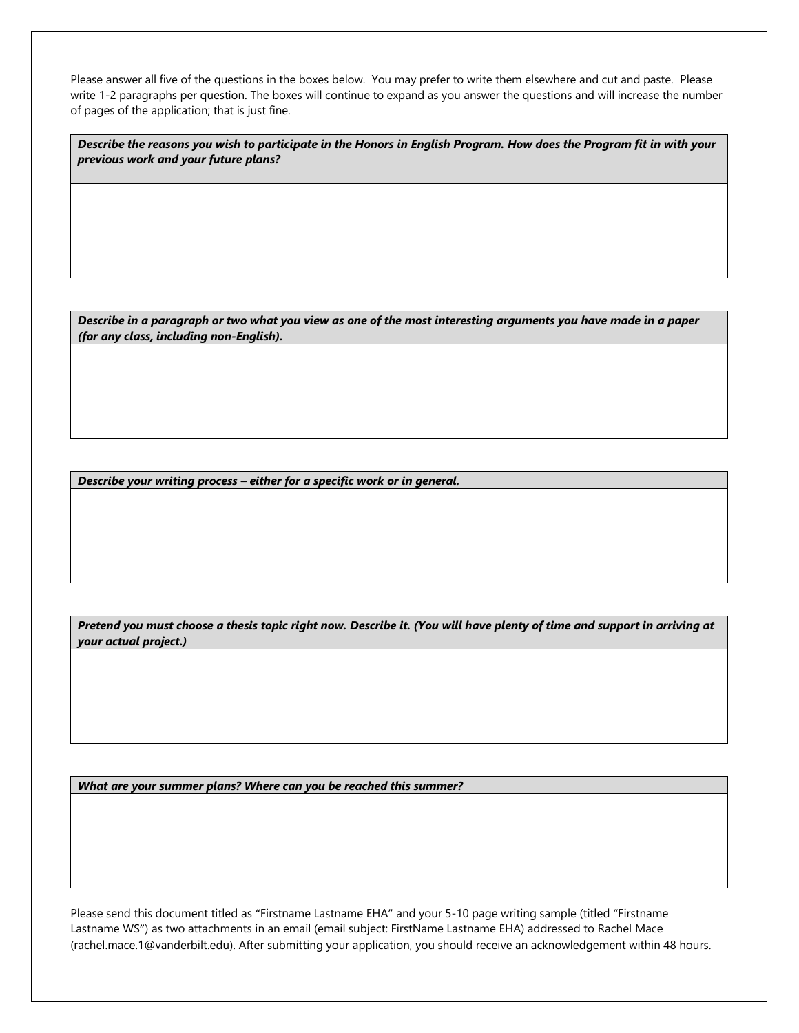Please answer all five of the questions in the boxes below. You may prefer to write them elsewhere and cut and paste. Please write 1-2 paragraphs per question. The boxes will continue to expand as you answer the questions and will increase the number of pages of the application; that is just fine.

| ***Describe the reasons you wish to participate in the Honors in English Program. How does the Program fit in with your previous work and your future plans?*** |
| --- |
| |

| ***Describe in a paragraph or two what you view as one of the most interesting arguments you have made in a paper (for any class, including non-English).*** |
| --- |
| |

| ***Describe your writing process – either for a specific work or in general.*** |
| --- |
| |

| ***Pretend you must choose a thesis topic right now. Describe it. (You will have plenty of time and support in arriving at your actual project.)*** |
| --- |
| |

| ***What are your summer plans? Where can you be reached this summer?*** |
| --- |
| |

Please send this document titled as "Firstname Lastname EHA" and your 5-10 page writing sample (titled "Firstname Lastname WS") as two attachments in an email (email subject: FirstName Lastname EHA) addressed to Rachel Mace (rachel.mace.1@vanderbilt.edu). After submitting your application, you should receive an acknowledgement within 48 hours.